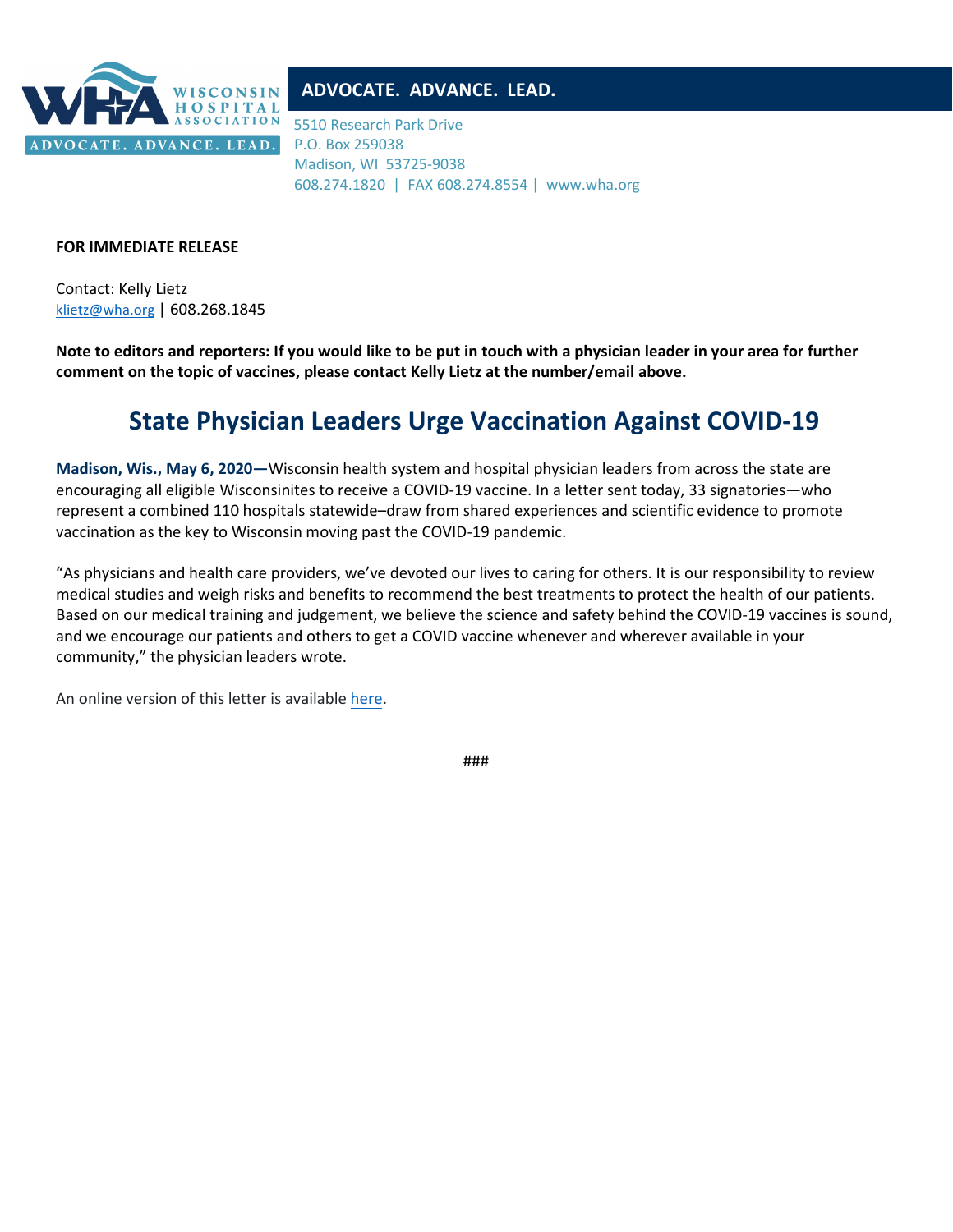**ADVOCATE. ADVANCE. LEAD.**

5510 Research Park Drive
P.O. Box 259038
Madison, WI 53725-9038
608.274.1820 | FAX 608.274.8554 | www.wha.org

**FOR IMMEDIATE RELEASE**

Contact: Kelly Lietz
klietz@wha.org | 608.268.1845

**Note to editors and reporters: If you would like to be put in touch with a physician leader in your area for further comment on the topic of vaccines, please contact Kelly Lietz at the number/email above.**

# State Physician Leaders Urge Vaccination Against COVID-19

**Madison, Wis., May 6, 2020—**Wisconsin health system and hospital physician leaders from across the state are encouraging all eligible Wisconsinites to receive a COVID-19 vaccine. In a letter sent today, 33 signatories—who represent a combined 110 hospitals statewide–draw from shared experiences and scientific evidence to promote vaccination as the key to Wisconsin moving past the COVID-19 pandemic.

"As physicians and health care providers, we've devoted our lives to caring for others. It is our responsibility to review medical studies and weigh risks and benefits to recommend the best treatments to protect the health of our patients. Based on our medical training and judgement, we believe the science and safety behind the COVID-19 vaccines is sound, and we encourage our patients and others to get a COVID vaccine whenever and wherever available in your community," the physician leaders wrote.

An online version of this letter is available here.

###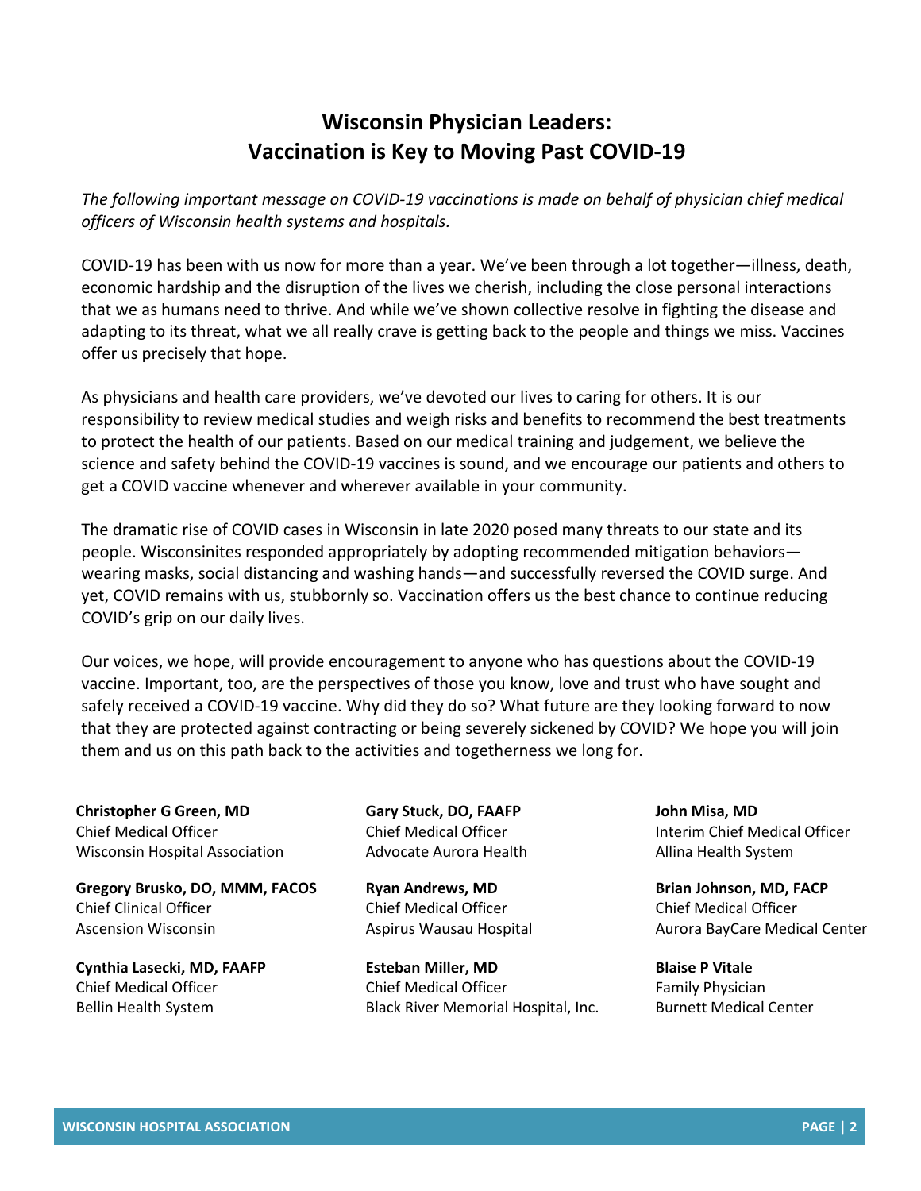# Wisconsin Physician Leaders: Vaccination is Key to Moving Past COVID-19

*The following important message on COVID-19 vaccinations is made on behalf of physician chief medical officers of Wisconsin health systems and hospitals.*

COVID-19 has been with us now for more than a year. We've been through a lot together—illness, death, economic hardship and the disruption of the lives we cherish, including the close personal interactions that we as humans need to thrive. And while we've shown collective resolve in fighting the disease and adapting to its threat, what we all really crave is getting back to the people and things we miss. Vaccines offer us precisely that hope.

As physicians and health care providers, we've devoted our lives to caring for others. It is our responsibility to review medical studies and weigh risks and benefits to recommend the best treatments to protect the health of our patients. Based on our medical training and judgement, we believe the science and safety behind the COVID-19 vaccines is sound, and we encourage our patients and others to get a COVID vaccine whenever and wherever available in your community.

The dramatic rise of COVID cases in Wisconsin in late 2020 posed many threats to our state and its people. Wisconsinites responded appropriately by adopting recommended mitigation behaviors—wearing masks, social distancing and washing hands—and successfully reversed the COVID surge. And yet, COVID remains with us, stubbornly so. Vaccination offers us the best chance to continue reducing COVID's grip on our daily lives.

Our voices, we hope, will provide encouragement to anyone who has questions about the COVID-19 vaccine. Important, too, are the perspectives of those you know, love and trust who have sought and safely received a COVID-19 vaccine. Why did they do so? What future are they looking forward to now that they are protected against contracting or being severely sickened by COVID? We hope you will join them and us on this path back to the activities and togetherness we long for.

**Christopher G Green, MD**
Chief Medical Officer
Wisconsin Hospital Association

**Gary Stuck, DO, FAAFP**
Chief Medical Officer
Advocate Aurora Health

**John Misa, MD**
Interim Chief Medical Officer
Allina Health System

**Gregory Brusko, DO, MMM, FACOS**
Chief Clinical Officer
Ascension Wisconsin

**Ryan Andrews, MD**
Chief Medical Officer
Aspirus Wausau Hospital

**Brian Johnson, MD, FACP**
Chief Medical Officer
Aurora BayCare Medical Center

**Cynthia Lasecki, MD, FAAFP**
Chief Medical Officer
Bellin Health System

**Esteban Miller, MD**
Chief Medical Officer
Black River Memorial Hospital, Inc.

**Blaise P Vitale**
Family Physician
Burnett Medical Center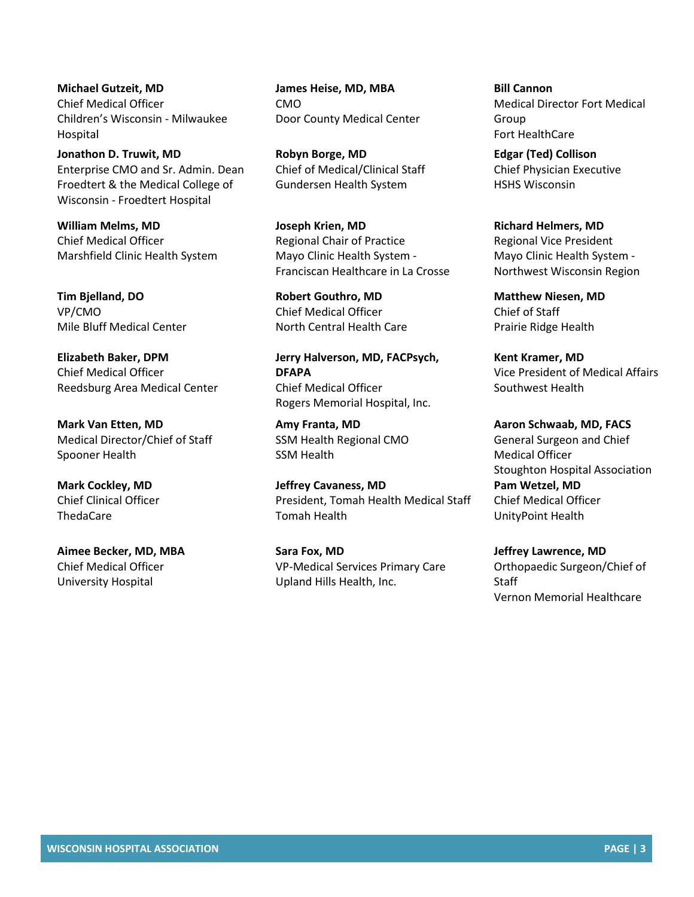**Michael Gutzeit, MD**
Chief Medical Officer
Children's Wisconsin - Milwaukee Hospital

**Jonathon D. Truwit, MD**
Enterprise CMO and Sr. Admin. Dean
Froedtert & the Medical College of Wisconsin - Froedtert Hospital

**William Melms, MD**
Chief Medical Officer
Marshfield Clinic Health System

**Tim Bjelland, DO**
VP/CMO
Mile Bluff Medical Center

**Elizabeth Baker, DPM**
Chief Medical Officer
Reedsburg Area Medical Center

**Mark Van Etten, MD**
Medical Director/Chief of Staff
Spooner Health

**Mark Cockley, MD**
Chief Clinical Officer
ThedaCare

**Aimee Becker, MD, MBA**
Chief Medical Officer
University Hospital

**James Heise, MD, MBA**
CMO
Door County Medical Center

**Robyn Borge, MD**
Chief of Medical/Clinical Staff
Gundersen Health System

**Joseph Krien, MD**
Regional Chair of Practice
Mayo Clinic Health System - Franciscan Healthcare in La Crosse

**Robert Gouthro, MD**
Chief Medical Officer
North Central Health Care

**Jerry Halverson, MD, FACPsych, DFAPA**
Chief Medical Officer
Rogers Memorial Hospital, Inc.

**Amy Franta, MD**
SSM Health Regional CMO
SSM Health

**Jeffrey Cavaness, MD**
President, Tomah Health Medical Staff
Tomah Health

**Sara Fox, MD**
VP-Medical Services Primary Care
Upland Hills Health, Inc.

**Bill Cannon**
Medical Director Fort Medical Group
Fort HealthCare

**Edgar (Ted) Collison**
Chief Physician Executive
HSHS Wisconsin

**Richard Helmers, MD**
Regional Vice President
Mayo Clinic Health System - Northwest Wisconsin Region

**Matthew Niesen, MD**
Chief of Staff
Prairie Ridge Health

**Kent Kramer, MD**
Vice President of Medical Affairs
Southwest Health

**Aaron Schwaab, MD, FACS**
General Surgeon and Chief Medical Officer
Stoughton Hospital Association

**Pam Wetzel, MD**
Chief Medical Officer
UnityPoint Health

**Jeffrey Lawrence, MD**
Orthopaedic Surgeon/Chief of Staff
Vernon Memorial Healthcare